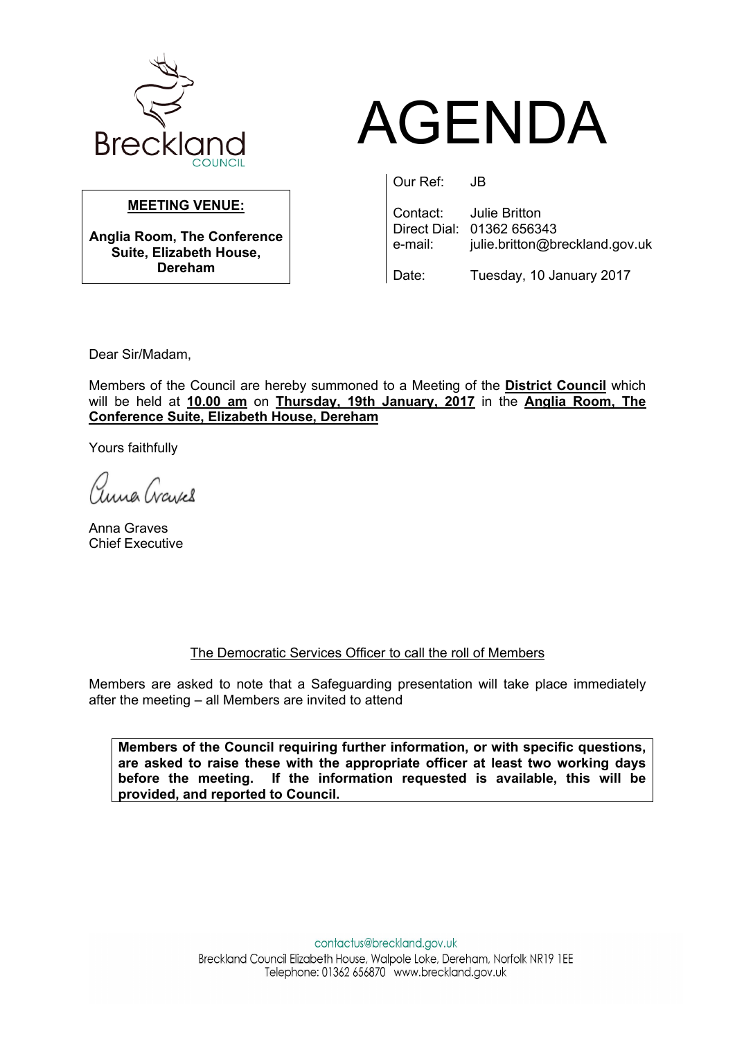Breckland COUNCIL

# AGENDA

**MEETING VENUE:**

**Anglia Room, The Conference Suite, Elizabeth House, Dereham**

Our Ref: JB

Contact: Julie Britton
Direct Dial: 01362 656343
e-mail: julie.britton@breckland.gov.uk

Date: Tuesday, 10 January 2017

Dear Sir/Madam,

Members of the Council are hereby summoned to a Meeting of the **District Council** which will be held at **10.00 am** on **Thursday, 19th January, 2017** in the **Anglia Room, The Conference Suite, Elizabeth House, Dereham**

Yours faithfully

Anna Graves
Chief Executive

The Democratic Services Officer to call the roll of Members

Members are asked to note that a Safeguarding presentation will take place immediately after the meeting – all Members are invited to attend

**Members of the Council requiring further information, or with specific questions, are asked to raise these with the appropriate officer at least two working days before the meeting. If the information requested is available, this will be provided, and reported to Council.**

contactus@breckland.gov.uk
Breckland Council Elizabeth House, Walpole Loke, Dereham, Norfolk NR19 1EE
Telephone: 01362 656870 www.breckland.gov.uk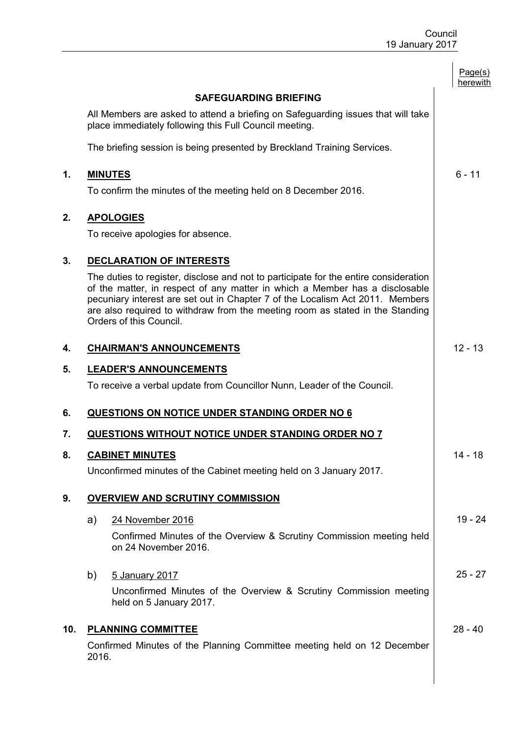Page(s) herewith

## SAFEGUARDING BRIEFING

All Members are asked to attend a briefing on Safeguarding issues that will take place immediately following this Full Council meeting.

The briefing session is being presented by Breckland Training Services.

**1. MINUTES** — 6 - 11

To confirm the minutes of the meeting held on 8 December 2016.

**2. APOLOGIES**

To receive apologies for absence.

**3. DECLARATION OF INTERESTS**

The duties to register, disclose and not to participate for the entire consideration of the matter, in respect of any matter in which a Member has a disclosable pecuniary interest are set out in Chapter 7 of the Localism Act 2011. Members are also required to withdraw from the meeting room as stated in the Standing Orders of this Council.

**4. CHAIRMAN'S ANNOUNCEMENTS** — 12 - 13

**5. LEADER'S ANNOUNCEMENTS**

To receive a verbal update from Councillor Nunn, Leader of the Council.

**6. QUESTIONS ON NOTICE UNDER STANDING ORDER NO 6**

**7. QUESTIONS WITHOUT NOTICE UNDER STANDING ORDER NO 7**

**8. CABINET MINUTES** — 14 - 18

Unconfirmed minutes of the Cabinet meeting held on 3 January 2017.

**9. OVERVIEW AND SCRUTINY COMMISSION**

a) 24 November 2016 — 19 - 24

Confirmed Minutes of the Overview & Scrutiny Commission meeting held on 24 November 2016.

b) 5 January 2017 — 25 - 27

Unconfirmed Minutes of the Overview & Scrutiny Commission meeting held on 5 January 2017.

**10. PLANNING COMMITTEE** — 28 - 40

Confirmed Minutes of the Planning Committee meeting held on 12 December 2016.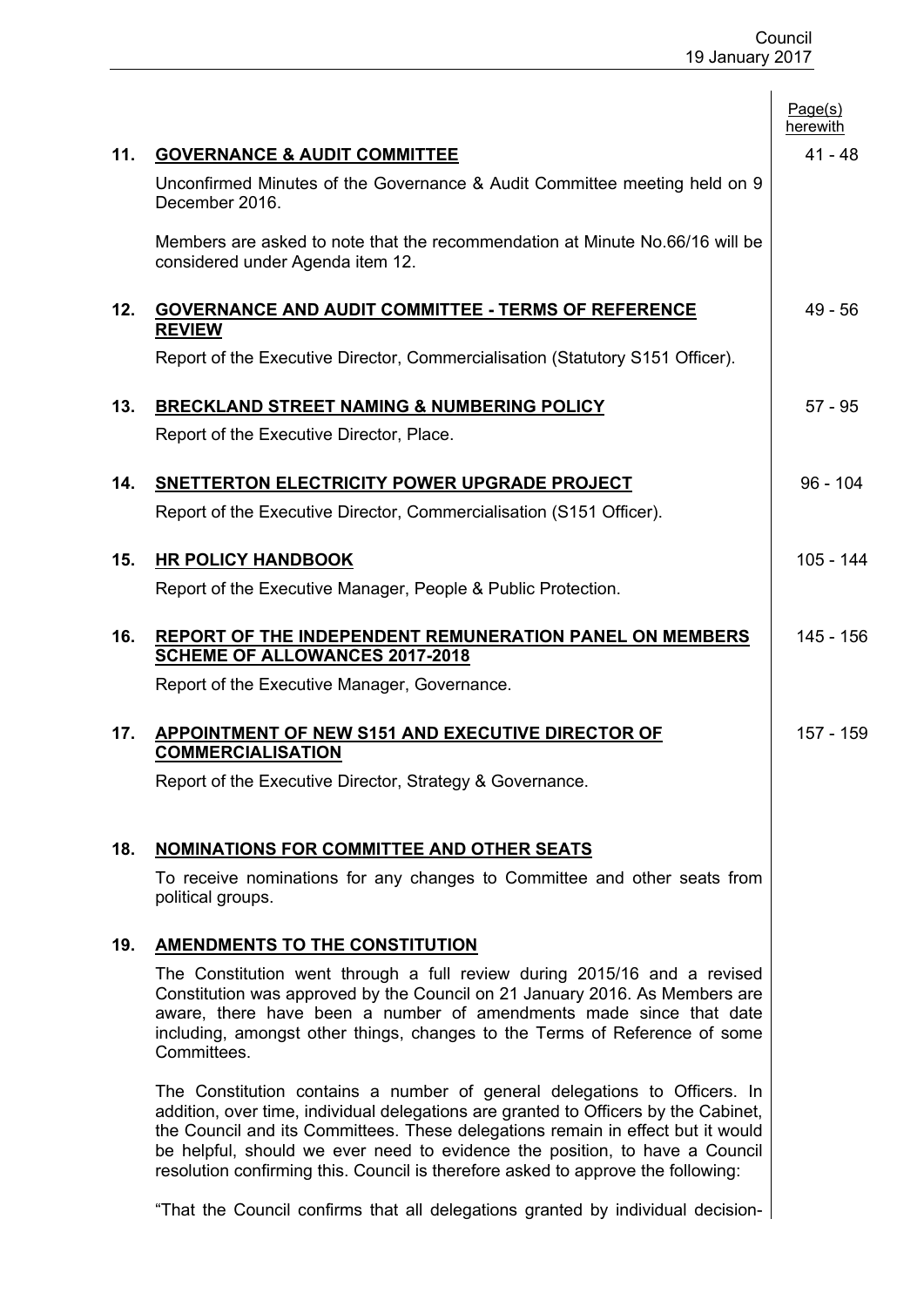| | | Page(s) herewith |
|---|---|---|
| **11.** | **GOVERNANCE & AUDIT COMMITTEE** | 41 - 48 |
| | Unconfirmed Minutes of the Governance & Audit Committee meeting held on 9 December 2016. | |
| | Members are asked to note that the recommendation at Minute No.66/16 will be considered under Agenda item 12. | |
| **12.** | **GOVERNANCE AND AUDIT COMMITTEE - TERMS OF REFERENCE REVIEW** | 49 - 56 |
| | Report of the Executive Director, Commercialisation (Statutory S151 Officer). | |
| **13.** | **BRECKLAND STREET NAMING & NUMBERING POLICY** | 57 - 95 |
| | Report of the Executive Director, Place. | |
| **14.** | **SNETTERTON ELECTRICITY POWER UPGRADE PROJECT** | 96 - 104 |
| | Report of the Executive Director, Commercialisation (S151 Officer). | |
| **15.** | **HR POLICY HANDBOOK** | 105 - 144 |
| | Report of the Executive Manager, People & Public Protection. | |
| **16.** | **REPORT OF THE INDEPENDENT REMUNERATION PANEL ON MEMBERS SCHEME OF ALLOWANCES 2017-2018** | 145 - 156 |
| | Report of the Executive Manager, Governance. | |
| **17.** | **APPOINTMENT OF NEW S151 AND EXECUTIVE DIRECTOR OF COMMERCIALISATION** | 157 - 159 |
| | Report of the Executive Director, Strategy & Governance. | |
| **18.** | **NOMINATIONS FOR COMMITTEE AND OTHER SEATS** | |
| | To receive nominations for any changes to Committee and other seats from political groups. | |
| **19.** | **AMENDMENTS TO THE CONSTITUTION** | |
| | The Constitution went through a full review during 2015/16 and a revised Constitution was approved by the Council on 21 January 2016. As Members are aware, there have been a number of amendments made since that date including, amongst other things, changes to the Terms of Reference of some Committees. | |
| | The Constitution contains a number of general delegations to Officers. In addition, over time, individual delegations are granted to Officers by the Cabinet, the Council and its Committees. These delegations remain in effect but it would be helpful, should we ever need to evidence the position, to have a Council resolution confirming this. Council is therefore asked to approve the following: | |
| | "That the Council confirms that all delegations granted by individual decision- | |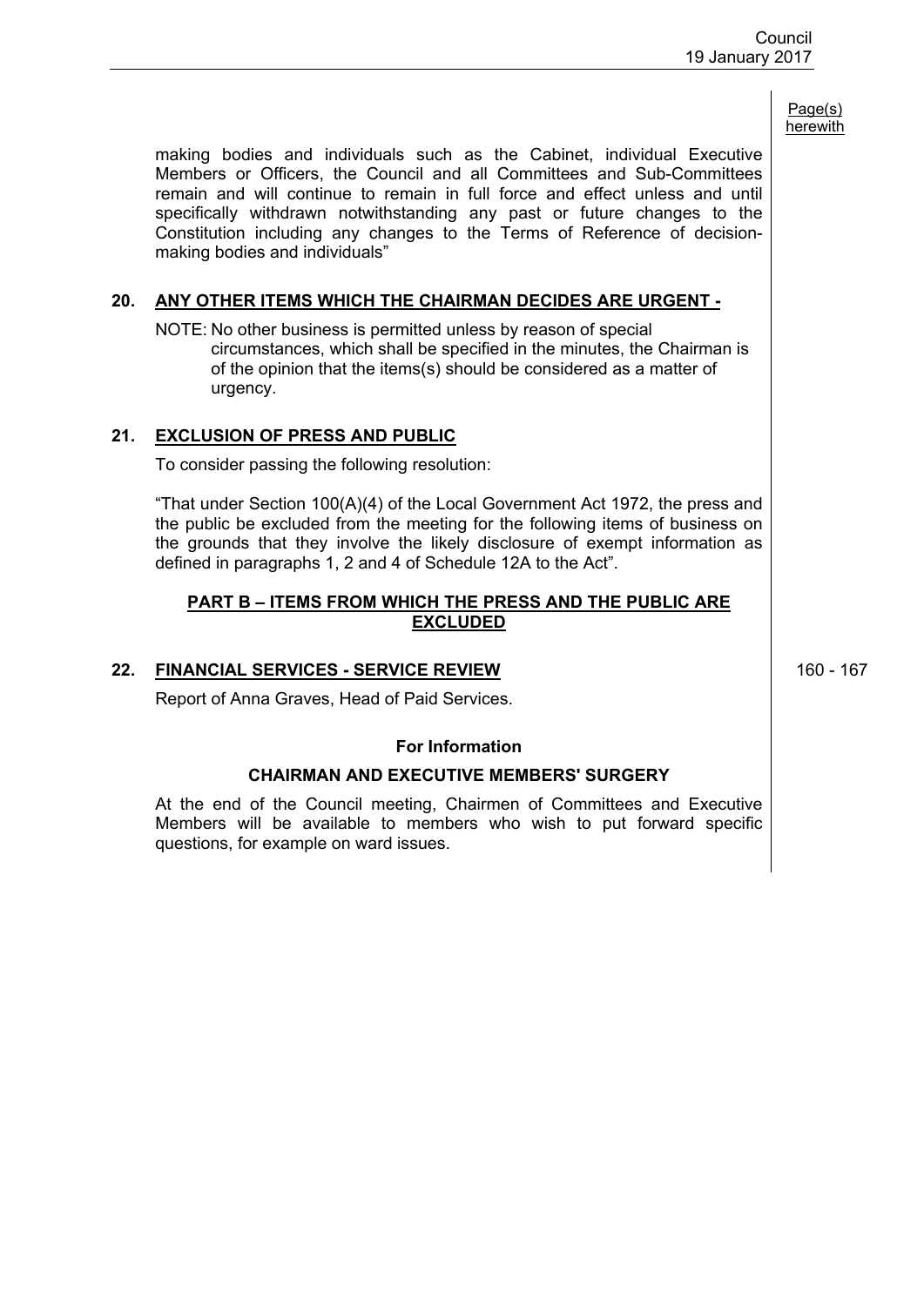making bodies and individuals such as the Cabinet, individual Executive Members or Officers, the Council and all Committees and Sub-Committees remain and will continue to remain in full force and effect unless and until specifically withdrawn notwithstanding any past or future changes to the Constitution including any changes to the Terms of Reference of decision-making bodies and individuals"

## 20. ANY OTHER ITEMS WHICH THE CHAIRMAN DECIDES ARE URGENT -

NOTE: No other business is permitted unless by reason of special circumstances, which shall be specified in the minutes, the Chairman is of the opinion that the items(s) should be considered as a matter of urgency.

## 21. EXCLUSION OF PRESS AND PUBLIC

To consider passing the following resolution:

"That under Section 100(A)(4) of the Local Government Act 1972, the press and the public be excluded from the meeting for the following items of business on the grounds that they involve the likely disclosure of exempt information as defined in paragraphs 1, 2 and 4 of Schedule 12A to the Act".

## PART B – ITEMS FROM WHICH THE PRESS AND THE PUBLIC ARE EXCLUDED

## 22. FINANCIAL SERVICES - SERVICE REVIEW (Page(s) herewith: 160 - 167)

Report of Anna Graves, Head of Paid Services.

**For Information**

**CHAIRMAN AND EXECUTIVE MEMBERS' SURGERY**

At the end of the Council meeting, Chairmen of Committees and Executive Members will be available to members who wish to put forward specific questions, for example on ward issues.